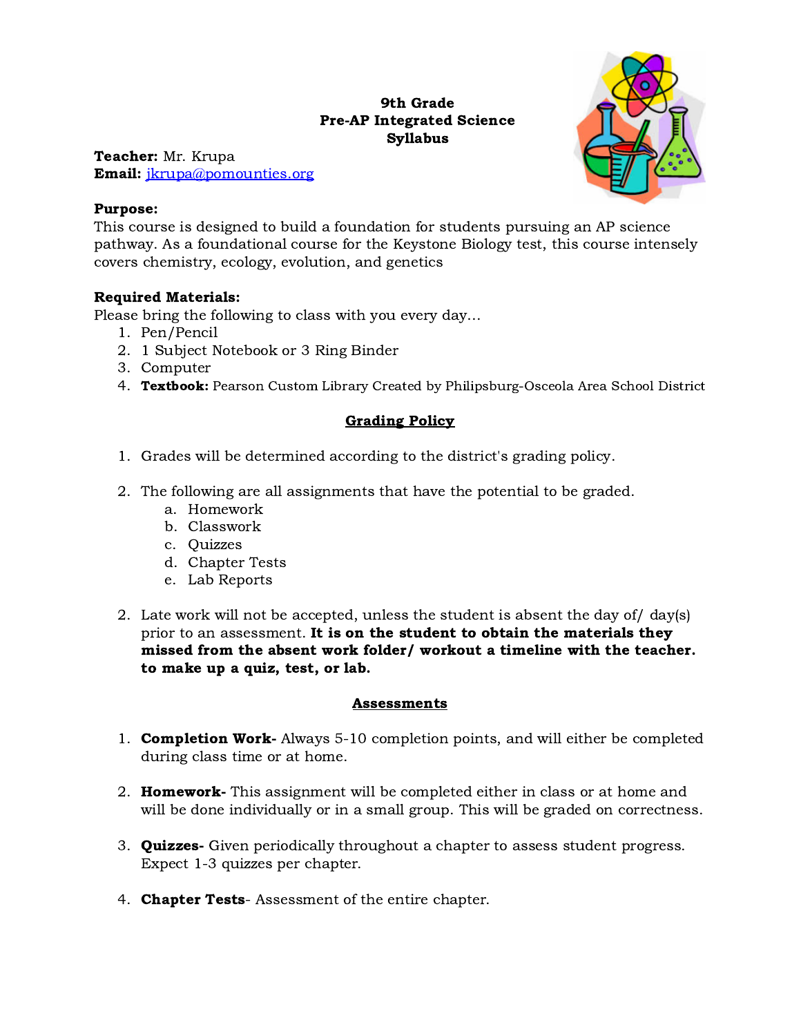**9th Grade**
**Pre-AP Integrated Science**
**Syllabus**

**Teacher:** Mr. Krupa
**Email:** jkrupa@pomounties.org

**Purpose:**
This course is designed to build a foundation for students pursuing an AP science pathway. As a foundational course for the Keystone Biology test, this course intensely covers chemistry, ecology, evolution, and genetics

**Required Materials:**
Please bring the following to class with you every day…

1. Pen/Pencil
2. 1 Subject Notebook or 3 Ring Binder
3. Computer
4. **Textbook:** Pearson Custom Library Created by Philipsburg-Osceola Area School District

## Grading Policy

1. Grades will be determined according to the district's grading policy.

2. The following are all assignments that have the potential to be graded.
   a. Homework
   b. Classwork
   c. Quizzes
   d. Chapter Tests
   e. Lab Reports

2. Late work will not be accepted, unless the student is absent the day of/ day(s) prior to an assessment. **It is on the student to obtain the materials they missed from the absent work folder/ workout a timeline with the teacher. to make up a quiz, test, or lab.**

## Assessments

1. **Completion Work-** Always 5-10 completion points, and will either be completed during class time or at home.

2. **Homework-** This assignment will be completed either in class or at home and will be done individually or in a small group. This will be graded on correctness.

3. **Quizzes-** Given periodically throughout a chapter to assess student progress. Expect 1-3 quizzes per chapter.

4. **Chapter Tests**- Assessment of the entire chapter.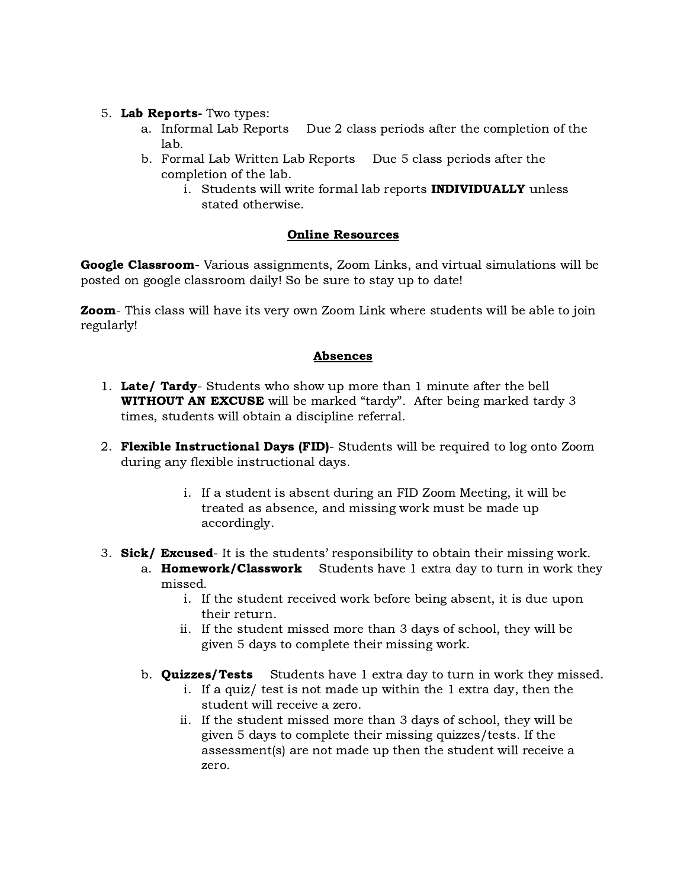5. **Lab Reports-** Two types:
    a. Informal Lab Reports Due 2 class periods after the completion of the lab.
    b. Formal Lab Written Lab Reports Due 5 class periods after the completion of the lab.
        i. Students will write formal lab reports **INDIVIDUALLY** unless stated otherwise.

## Online Resources

**Google Classroom**- Various assignments, Zoom Links, and virtual simulations will be posted on google classroom daily! So be sure to stay up to date!

**Zoom**- This class will have its very own Zoom Link where students will be able to join regularly!

## Absences

1. **Late/ Tardy**- Students who show up more than 1 minute after the bell **WITHOUT AN EXCUSE** will be marked "tardy". After being marked tardy 3 times, students will obtain a discipline referral.

2. **Flexible Instructional Days (FID)**- Students will be required to log onto Zoom during any flexible instructional days.

    i. If a student is absent during an FID Zoom Meeting, it will be treated as absence, and missing work must be made up accordingly.

3. **Sick/ Excused**- It is the students' responsibility to obtain their missing work.
    a. **Homework/Classwork** Students have 1 extra day to turn in work they missed.
        i. If the student received work before being absent, it is due upon their return.
        ii. If the student missed more than 3 days of school, they will be given 5 days to complete their missing work.

    b. **Quizzes/Tests** Students have 1 extra day to turn in work they missed.
        i. If a quiz/ test is not made up within the 1 extra day, then the student will receive a zero.
        ii. If the student missed more than 3 days of school, they will be given 5 days to complete their missing quizzes/tests. If the assessment(s) are not made up then the student will receive a zero.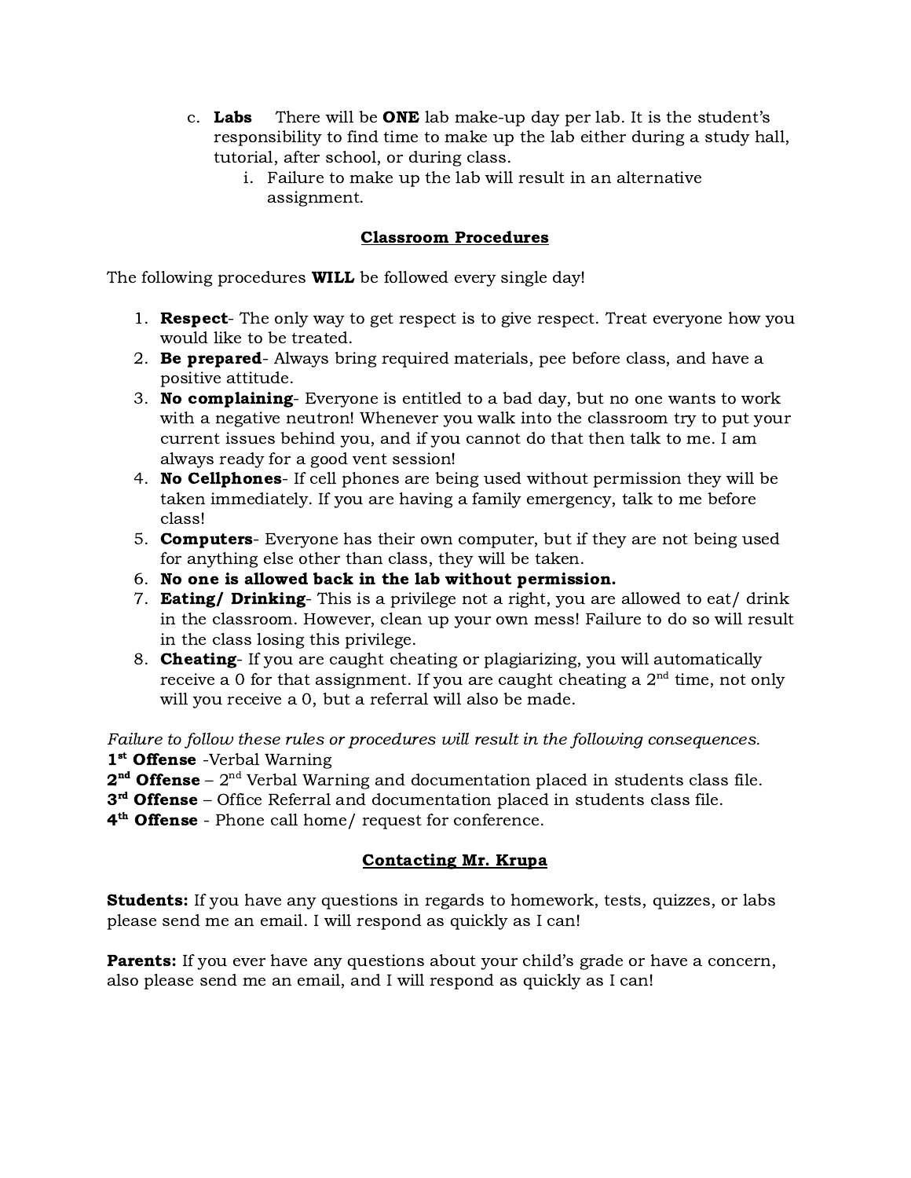c. **Labs** There will be **ONE** lab make-up day per lab. It is the student's responsibility to find time to make up the lab either during a study hall, tutorial, after school, or during class.
    i. Failure to make up the lab will result in an alternative assignment.

## Classroom Procedures

The following procedures **WILL** be followed every single day!

1. **Respect**- The only way to get respect is to give respect. Treat everyone how you would like to be treated.
2. **Be prepared**- Always bring required materials, pee before class, and have a positive attitude.
3. **No complaining**- Everyone is entitled to a bad day, but no one wants to work with a negative neutron! Whenever you walk into the classroom try to put your current issues behind you, and if you cannot do that then talk to me. I am always ready for a good vent session!
4. **No Cellphones**- If cell phones are being used without permission they will be taken immediately. If you are having a family emergency, talk to me before class!
5. **Computers**- Everyone has their own computer, but if they are not being used for anything else other than class, they will be taken.
6. **No one is allowed back in the lab without permission.**
7. **Eating/ Drinking**- This is a privilege not a right, you are allowed to eat/ drink in the classroom. However, clean up your own mess! Failure to do so will result in the class losing this privilege.
8. **Cheating**- If you are caught cheating or plagiarizing, you will automatically receive a 0 for that assignment. If you are caught cheating a 2nd time, not only will you receive a 0, but a referral will also be made.

*Failure to follow these rules or procedures will result in the following consequences.*

**1st Offense** -Verbal Warning
**2nd Offense** – 2nd Verbal Warning and documentation placed in students class file.
**3rd Offense** – Office Referral and documentation placed in students class file.
**4th Offense** - Phone call home/ request for conference.

## Contacting Mr. Krupa

**Students:** If you have any questions in regards to homework, tests, quizzes, or labs please send me an email. I will respond as quickly as I can!

**Parents:** If you ever have any questions about your child's grade or have a concern, also please send me an email, and I will respond as quickly as I can!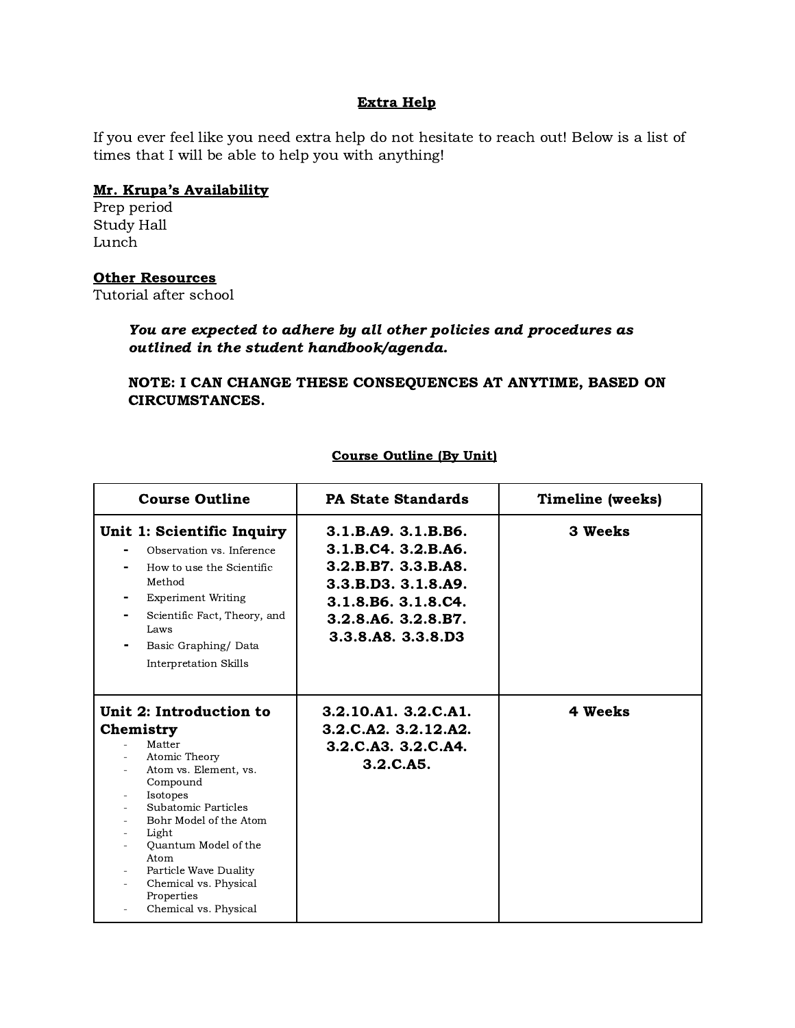## Extra Help

If you ever feel like you need extra help do not hesitate to reach out! Below is a list of times that I will be able to help you with anything!

**Mr. Krupa's Availability**
Prep period
Study Hall
Lunch

**Other Resources**
Tutorial after school

***You are expected to adhere by all other policies and procedures as outlined in the student handbook/agenda.***

**NOTE: I CAN CHANGE THESE CONSEQUENCES AT ANYTIME, BASED ON CIRCUMSTANCES.**

### Course Outline (By Unit)

| Course Outline | PA State Standards | Timeline (weeks) |
|---|---|---|
| **Unit 1: Scientific Inquiry**<br>- Observation vs. Inference<br>- How to use the Scientific Method<br>- Experiment Writing<br>- Scientific Fact, Theory, and Laws<br>- Basic Graphing/ Data Interpretation Skills | **3.1.B.A9. 3.1.B.B6. 3.1.B.C4. 3.2.B.A6. 3.2.B.B7. 3.3.B.A8. 3.3.B.D3. 3.1.8.A9. 3.1.8.B6. 3.1.8.C4. 3.2.8.A6. 3.2.8.B7. 3.3.8.A8. 3.3.8.D3** | **3 Weeks** |
| **Unit 2: Introduction to Chemistry**<br>- Matter<br>- Atomic Theory<br>- Atom vs. Element, vs. Compound<br>- Isotopes<br>- Subatomic Particles<br>- Bohr Model of the Atom<br>- Light<br>- Quantum Model of the Atom<br>- Particle Wave Duality<br>- Chemical vs. Physical Properties<br>- Chemical vs. Physical | **3.2.10.A1. 3.2.C.A1. 3.2.C.A2. 3.2.12.A2. 3.2.C.A3. 3.2.C.A4. 3.2.C.A5.** | **4 Weeks** |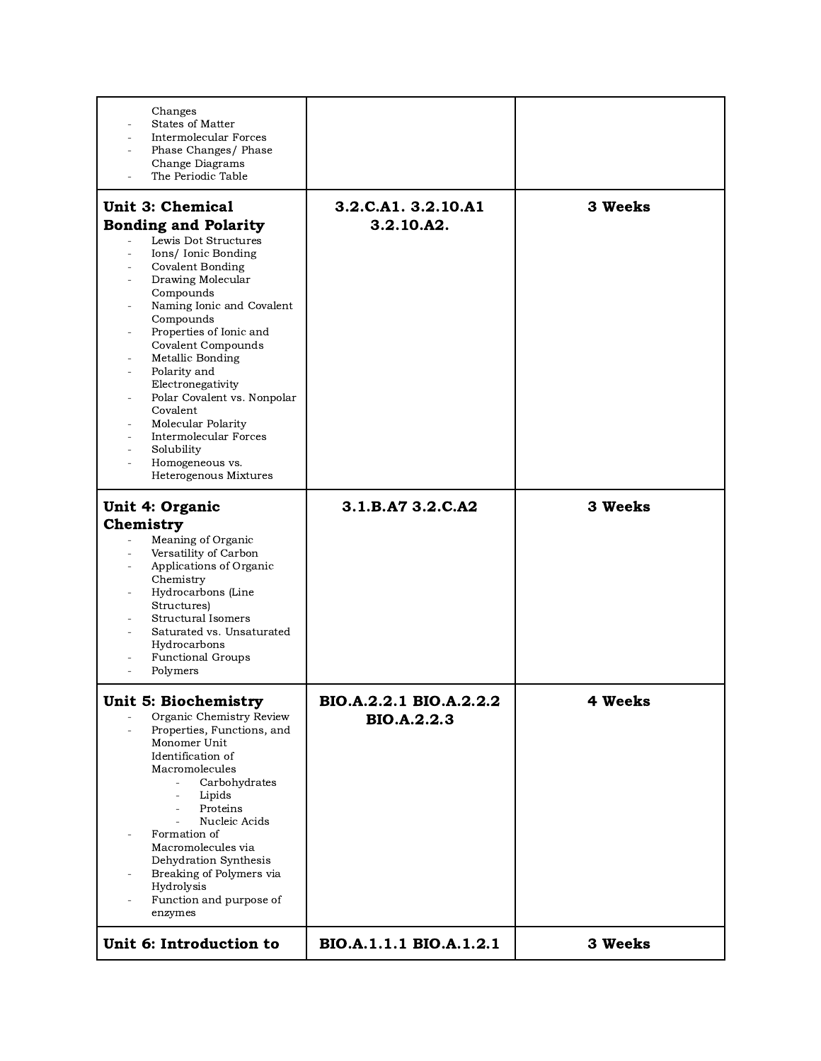| | | |
|---|---|---|
| Changes<br>- States of Matter<br>- Intermolecular Forces<br>- Phase Changes/ Phase Change Diagrams<br>- The Periodic Table | | |
| **Unit 3: Chemical Bonding and Polarity**<br>- Lewis Dot Structures<br>- Ions/ Ionic Bonding<br>- Covalent Bonding<br>- Drawing Molecular Compounds<br>- Naming Ionic and Covalent Compounds<br>- Properties of Ionic and Covalent Compounds<br>- Metallic Bonding<br>- Polarity and Electronegativity<br>- Polar Covalent vs. Nonpolar Covalent<br>- Molecular Polarity<br>- Intermolecular Forces<br>- Solubility<br>- Homogeneous vs. Heterogenous Mixtures | **3.2.C.A1. 3.2.10.A1 3.2.10.A2.** | **3 Weeks** |
| **Unit 4: Organic Chemistry**<br>- Meaning of Organic<br>- Versatility of Carbon<br>- Applications of Organic Chemistry<br>- Hydrocarbons (Line Structures)<br>- Structural Isomers<br>- Saturated vs. Unsaturated Hydrocarbons<br>- Functional Groups<br>- Polymers | **3.1.B.A7 3.2.C.A2** | **3 Weeks** |
| **Unit 5: Biochemistry**<br>- Organic Chemistry Review<br>- Properties, Functions, and Monomer Unit Identification of Macromolecules<br>&nbsp;&nbsp;&nbsp;&nbsp;- Carbohydrates<br>&nbsp;&nbsp;&nbsp;&nbsp;- Lipids<br>&nbsp;&nbsp;&nbsp;&nbsp;- Proteins<br>&nbsp;&nbsp;&nbsp;&nbsp;- Nucleic Acids<br>- Formation of Macromolecules via Dehydration Synthesis<br>- Breaking of Polymers via Hydrolysis<br>- Function and purpose of enzymes | **BIO.A.2.2.1 BIO.A.2.2.2 BIO.A.2.2.3** | **4 Weeks** |
| **Unit 6: Introduction to** | **BIO.A.1.1.1 BIO.A.1.2.1** | **3 Weeks** |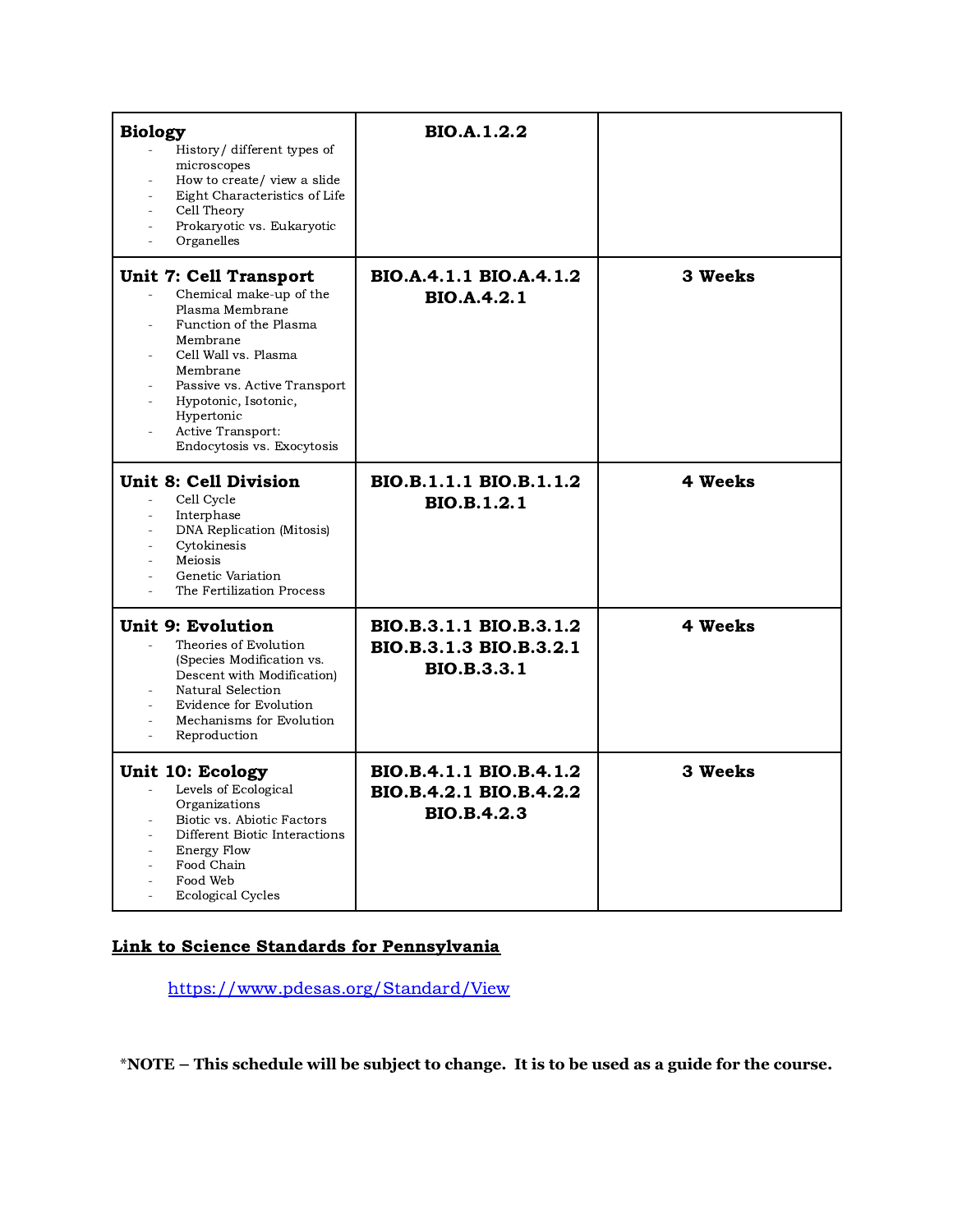| | | |
|---|---|---|
| **Biology**<br>- History/ different types of microscopes<br>- How to create/ view a slide<br>- Eight Characteristics of Life<br>- Cell Theory<br>- Prokaryotic vs. Eukaryotic<br>- Organelles | **BIO.A.1.2.2** | |
| **Unit 7: Cell Transport**<br>- Chemical make-up of the Plasma Membrane<br>- Function of the Plasma Membrane<br>- Cell Wall vs. Plasma Membrane<br>- Passive vs. Active Transport<br>- Hypotonic, Isotonic, Hypertonic<br>- Active Transport: Endocytosis vs. Exocytosis | **BIO.A.4.1.1 BIO.A.4.1.2 BIO.A.4.2.1** | **3 Weeks** |
| **Unit 8: Cell Division**<br>- Cell Cycle<br>- Interphase<br>- DNA Replication (Mitosis)<br>- Cytokinesis<br>- Meiosis<br>- Genetic Variation<br>- The Fertilization Process | **BIO.B.1.1.1 BIO.B.1.1.2 BIO.B.1.2.1** | **4 Weeks** |
| **Unit 9: Evolution**<br>- Theories of Evolution (Species Modification vs. Descent with Modification)<br>- Natural Selection<br>- Evidence for Evolution<br>- Mechanisms for Evolution<br>- Reproduction | **BIO.B.3.1.1 BIO.B.3.1.2 BIO.B.3.1.3 BIO.B.3.2.1 BIO.B.3.3.1** | **4 Weeks** |
| **Unit 10: Ecology**<br>- Levels of Ecological Organizations<br>- Biotic vs. Abiotic Factors<br>- Different Biotic Interactions<br>- Energy Flow<br>- Food Chain<br>- Food Web<br>- Ecological Cycles | **BIO.B.4.1.1 BIO.B.4.1.2 BIO.B.4.2.1 BIO.B.4.2.2 BIO.B.4.2.3** | **3 Weeks** |

**Link to Science Standards for Pennsylvania**

https://www.pdesas.org/Standard/View

**\*NOTE – This schedule will be subject to change. It is to be used as a guide for the course.**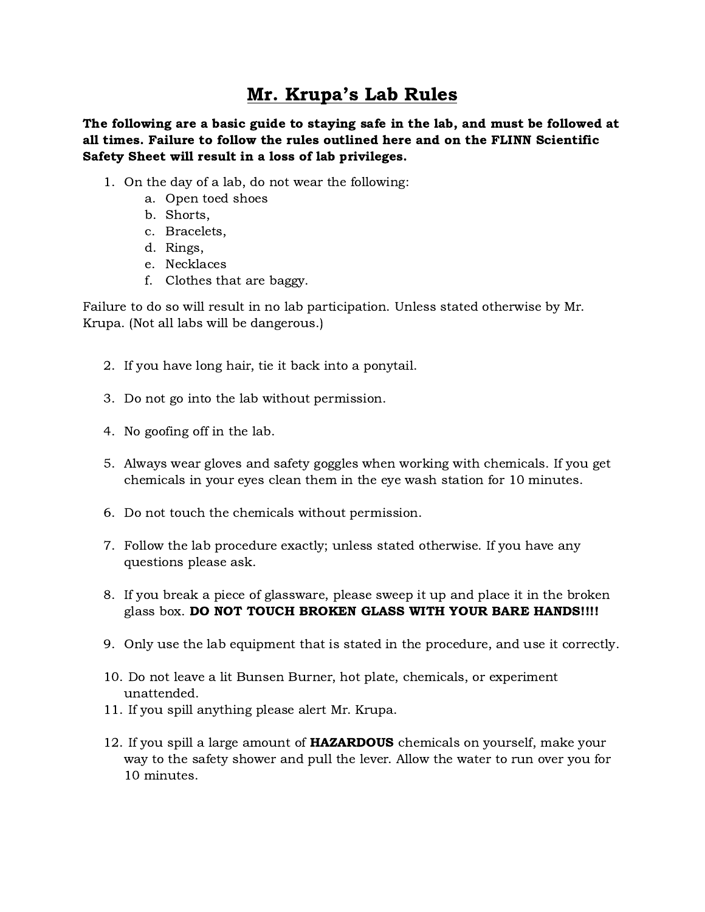# Mr. Krupa's Lab Rules

**The following are a basic guide to staying safe in the lab, and must be followed at all times. Failure to follow the rules outlined here and on the FLINN Scientific Safety Sheet will result in a loss of lab privileges.**

1. On the day of a lab, do not wear the following:
   a. Open toed shoes
   b. Shorts,
   c. Bracelets,
   d. Rings,
   e. Necklaces
   f. Clothes that are baggy.

Failure to do so will result in no lab participation. Unless stated otherwise by Mr. Krupa. (Not all labs will be dangerous.)

2. If you have long hair, tie it back into a ponytail.

3. Do not go into the lab without permission.

4. No goofing off in the lab.

5. Always wear gloves and safety goggles when working with chemicals. If you get chemicals in your eyes clean them in the eye wash station for 10 minutes.

6. Do not touch the chemicals without permission.

7. Follow the lab procedure exactly; unless stated otherwise. If you have any questions please ask.

8. If you break a piece of glassware, please sweep it up and place it in the broken glass box. **DO NOT TOUCH BROKEN GLASS WITH YOUR BARE HANDS!!!!**

9. Only use the lab equipment that is stated in the procedure, and use it correctly.

10. Do not leave a lit Bunsen Burner, hot plate, chemicals, or experiment unattended.
11. If you spill anything please alert Mr. Krupa.

12. If you spill a large amount of **HAZARDOUS** chemicals on yourself, make your way to the safety shower and pull the lever. Allow the water to run over you for 10 minutes.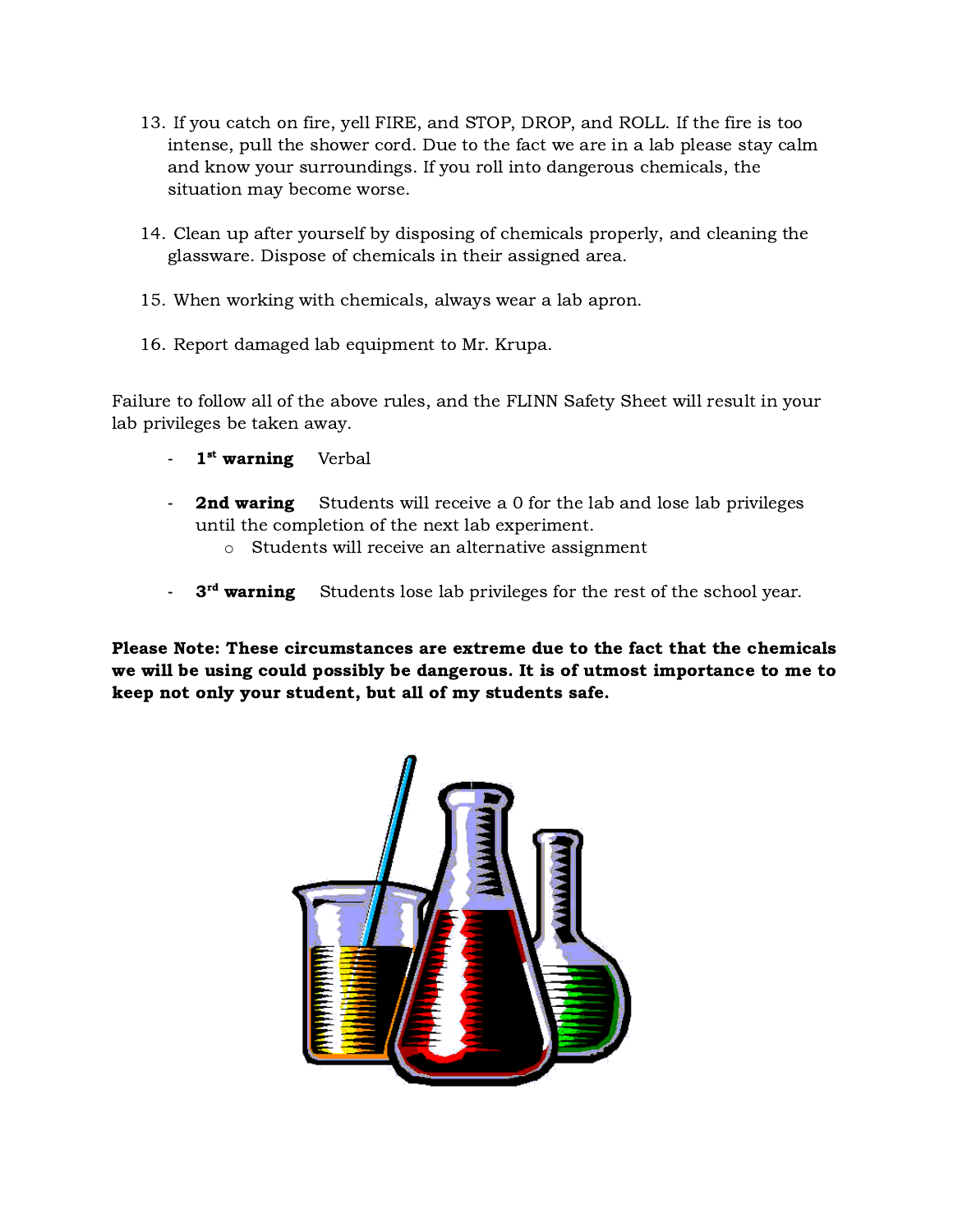13. If you catch on fire, yell FIRE, and STOP, DROP, and ROLL. If the fire is too intense, pull the shower cord. Due to the fact we are in a lab please stay calm and know your surroundings. If you roll into dangerous chemicals, the situation may become worse.

14. Clean up after yourself by disposing of chemicals properly, and cleaning the glassware. Dispose of chemicals in their assigned area.

15. When working with chemicals, always wear a lab apron.

16. Report damaged lab equipment to Mr. Krupa.

Failure to follow all of the above rules, and the FLINN Safety Sheet will result in your lab privileges be taken away.

- **1st warning** Verbal
- **2nd waring** Students will receive a 0 for the lab and lose lab privileges until the completion of the next lab experiment.
    - Students will receive an alternative assignment
- **3rd warning** Students lose lab privileges for the rest of the school year.

**Please Note: These circumstances are extreme due to the fact that the chemicals we will be using could possibly be dangerous. It is of utmost importance to me to keep not only your student, but all of my students safe.**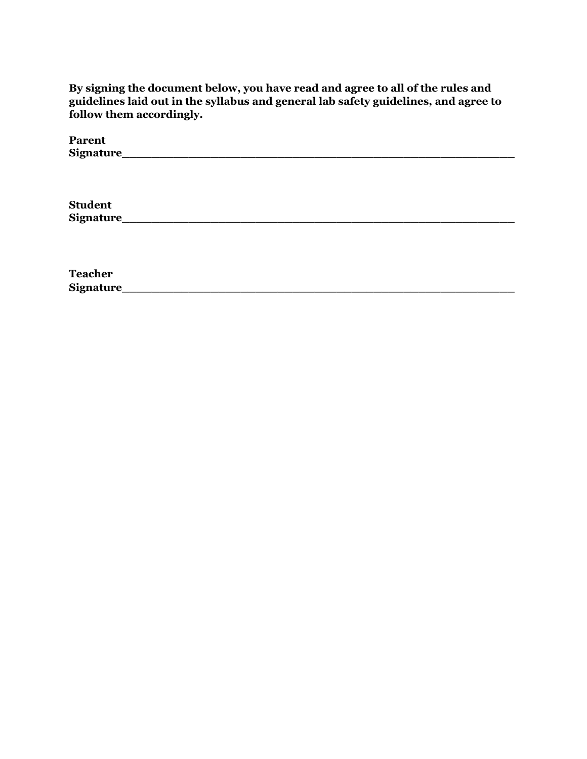**By signing the document below, you have read and agree to all of the rules and guidelines laid out in the syllabus and general lab safety guidelines, and agree to follow them accordingly.**

**Parent Signature**______________________________________________________

**Student Signature**______________________________________________________

**Teacher Signature**______________________________________________________